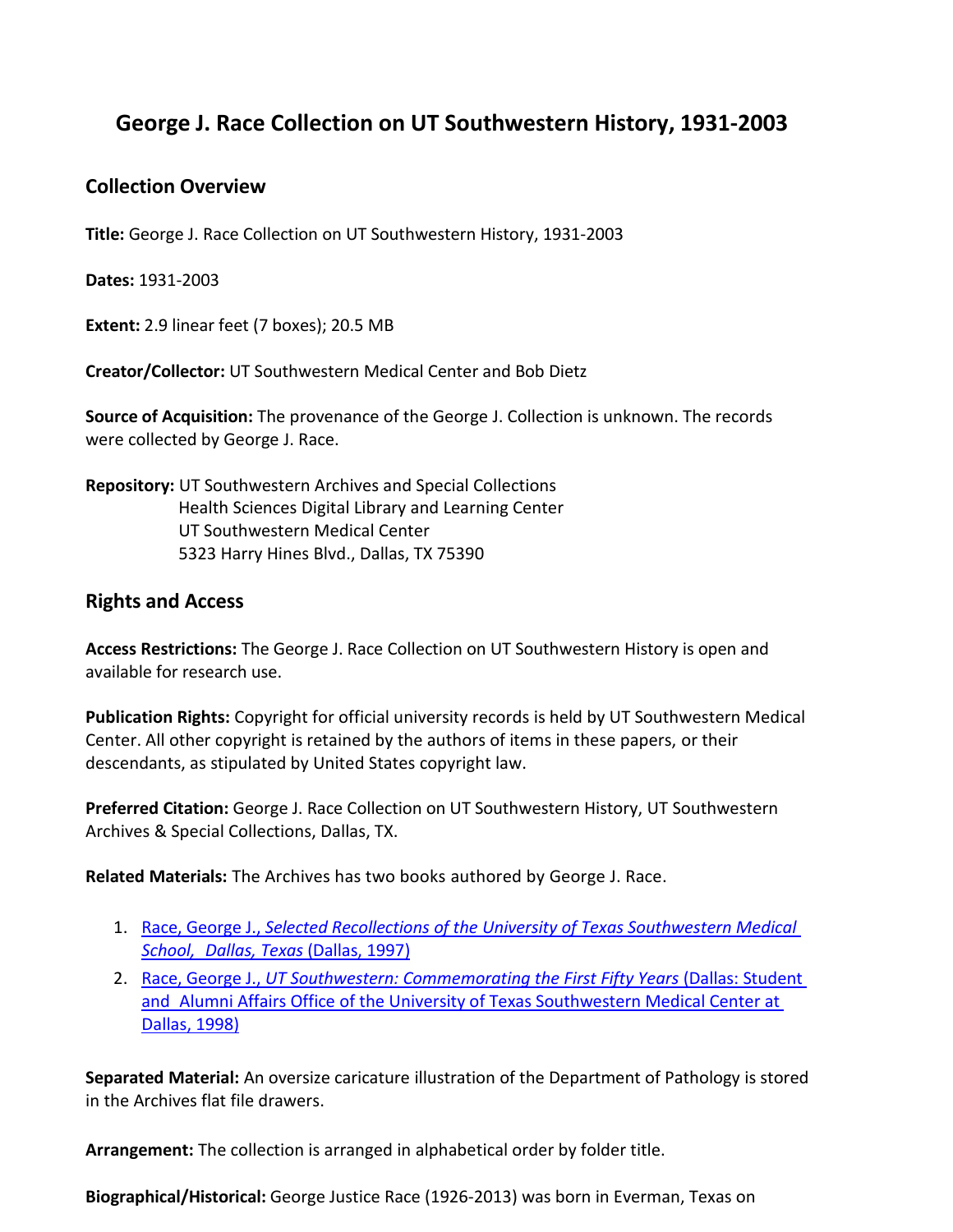# George J. Race Collection on UT Southwestern History, 1931-2003

## Collection Overview

**Title:** George J. Race Collection on UT Southwestern History, 1931-2003

**Dates:** 1931-2003

**Extent:** 2.9 linear feet (7 boxes); 20.5 MB

**Creator/Collector:** UT Southwestern Medical Center and Bob Dietz

**Source of Acquisition:** The provenance of the George J. Collection is unknown. The records were collected by George J. Race.

**Repository:** UT Southwestern Archives and Special Collections
Health Sciences Digital Library and Learning Center
UT Southwestern Medical Center
5323 Harry Hines Blvd., Dallas, TX 75390

## Rights and Access

**Access Restrictions:** The George J. Race Collection on UT Southwestern History is open and available for research use.

**Publication Rights:** Copyright for official university records is held by UT Southwestern Medical Center. All other copyright is retained by the authors of items in these papers, or their descendants, as stipulated by United States copyright law.

**Preferred Citation:** George J. Race Collection on UT Southwestern History, UT Southwestern Archives & Special Collections, Dallas, TX.

**Related Materials:** The Archives has two books authored by George J. Race.

1. Race, George J., *Selected Recollections of the University of Texas Southwestern Medical School, Dallas, Texas* (Dallas, 1997)
2. Race, George J., *UT Southwestern: Commemorating the First Fifty Years* (Dallas: Student and Alumni Affairs Office of the University of Texas Southwestern Medical Center at Dallas, 1998)

**Separated Material:** An oversize caricature illustration of the Department of Pathology is stored in the Archives flat file drawers.

**Arrangement:** The collection is arranged in alphabetical order by folder title.

**Biographical/Historical:** George Justice Race (1926-2013) was born in Everman, Texas on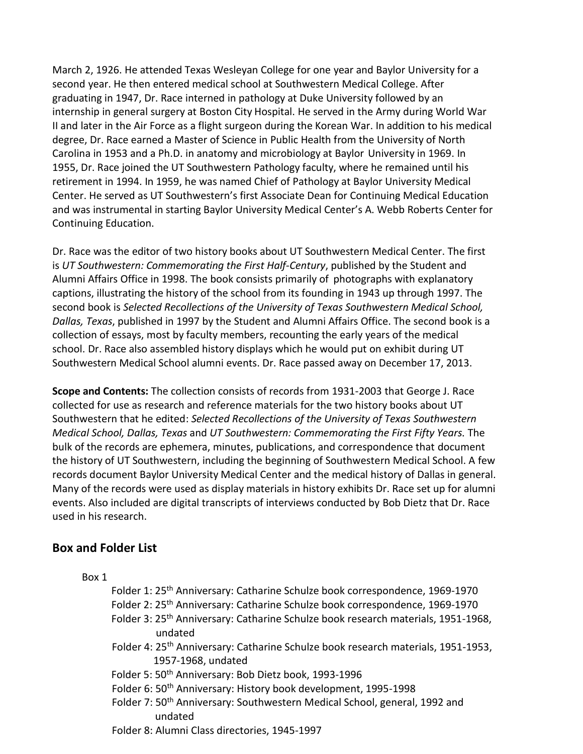March 2, 1926. He attended Texas Wesleyan College for one year and Baylor University for a second year. He then entered medical school at Southwestern Medical College. After graduating in 1947, Dr. Race interned in pathology at Duke University followed by an internship in general surgery at Boston City Hospital. He served in the Army during World War II and later in the Air Force as a flight surgeon during the Korean War. In addition to his medical degree, Dr. Race earned a Master of Science in Public Health from the University of North Carolina in 1953 and a Ph.D. in anatomy and microbiology at Baylor University in 1969. In 1955, Dr. Race joined the UT Southwestern Pathology faculty, where he remained until his retirement in 1994. In 1959, he was named Chief of Pathology at Baylor University Medical Center. He served as UT Southwestern's first Associate Dean for Continuing Medical Education and was instrumental in starting Baylor University Medical Center's A. Webb Roberts Center for Continuing Education.

Dr. Race was the editor of two history books about UT Southwestern Medical Center. The first is *UT Southwestern: Commemorating the First Half-Century*, published by the Student and Alumni Affairs Office in 1998. The book consists primarily of photographs with explanatory captions, illustrating the history of the school from its founding in 1943 up through 1997. The second book is *Selected Recollections of the University of Texas Southwestern Medical School, Dallas, Texas*, published in 1997 by the Student and Alumni Affairs Office. The second book is a collection of essays, most by faculty members, recounting the early years of the medical school. Dr. Race also assembled history displays which he would put on exhibit during UT Southwestern Medical School alumni events. Dr. Race passed away on December 17, 2013.

**Scope and Contents:** The collection consists of records from 1931-2003 that George J. Race collected for use as research and reference materials for the two history books about UT Southwestern that he edited: *Selected Recollections of the University of Texas Southwestern Medical School, Dallas, Texas* and *UT Southwestern: Commemorating the First Fifty Years.* The bulk of the records are ephemera, minutes, publications, and correspondence that document the history of UT Southwestern, including the beginning of Southwestern Medical School. A few records document Baylor University Medical Center and the medical history of Dallas in general. Many of the records were used as display materials in history exhibits Dr. Race set up for alumni events. Also included are digital transcripts of interviews conducted by Bob Dietz that Dr. Race used in his research.

## Box and Folder List

Box 1

- Folder 1: 25th Anniversary: Catharine Schulze book correspondence, 1969-1970
- Folder 2: 25th Anniversary: Catharine Schulze book correspondence, 1969-1970
- Folder 3: 25th Anniversary: Catharine Schulze book research materials, 1951-1968, undated
- Folder 4: 25th Anniversary: Catharine Schulze book research materials, 1951-1953, 1957-1968, undated
- Folder 5: 50th Anniversary: Bob Dietz book, 1993-1996
- Folder 6: 50th Anniversary: History book development, 1995-1998
- Folder 7: 50th Anniversary: Southwestern Medical School, general, 1992 and undated
- Folder 8: Alumni Class directories, 1945-1997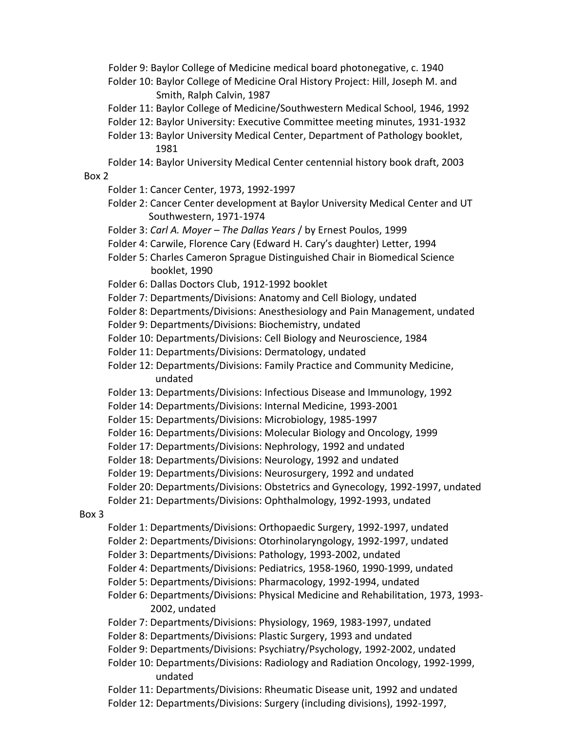Folder 9: Baylor College of Medicine medical board photonegative, c. 1940

Folder 10: Baylor College of Medicine Oral History Project: Hill, Joseph M. and Smith, Ralph Calvin, 1987

Folder 11: Baylor College of Medicine/Southwestern Medical School, 1946, 1992

Folder 12: Baylor University: Executive Committee meeting minutes, 1931-1932

Folder 13: Baylor University Medical Center, Department of Pathology booklet, 1981

Folder 14: Baylor University Medical Center centennial history book draft, 2003

Box 2

Folder 1: Cancer Center, 1973, 1992-1997

Folder 2: Cancer Center development at Baylor University Medical Center and UT Southwestern, 1971-1974

Folder 3: *Carl A. Moyer – The Dallas Years* / by Ernest Poulos, 1999

Folder 4: Carwile, Florence Cary (Edward H. Cary's daughter) Letter, 1994

Folder 5: Charles Cameron Sprague Distinguished Chair in Biomedical Science booklet, 1990

Folder 6: Dallas Doctors Club, 1912-1992 booklet

Folder 7: Departments/Divisions: Anatomy and Cell Biology, undated

Folder 8: Departments/Divisions: Anesthesiology and Pain Management, undated

Folder 9: Departments/Divisions: Biochemistry, undated

Folder 10: Departments/Divisions: Cell Biology and Neuroscience, 1984

Folder 11: Departments/Divisions: Dermatology, undated

Folder 12: Departments/Divisions: Family Practice and Community Medicine, undated

Folder 13: Departments/Divisions: Infectious Disease and Immunology, 1992

Folder 14: Departments/Divisions: Internal Medicine, 1993-2001

Folder 15: Departments/Divisions: Microbiology, 1985-1997

Folder 16: Departments/Divisions: Molecular Biology and Oncology, 1999

Folder 17: Departments/Divisions: Nephrology, 1992 and undated

Folder 18: Departments/Divisions: Neurology, 1992 and undated

Folder 19: Departments/Divisions: Neurosurgery, 1992 and undated

Folder 20: Departments/Divisions: Obstetrics and Gynecology, 1992-1997, undated

Folder 21: Departments/Divisions: Ophthalmology, 1992-1993, undated

Box 3

Folder 1: Departments/Divisions: Orthopaedic Surgery, 1992-1997, undated

Folder 2: Departments/Divisions: Otorhinolaryngology, 1992-1997, undated

Folder 3: Departments/Divisions: Pathology, 1993-2002, undated

Folder 4: Departments/Divisions: Pediatrics, 1958-1960, 1990-1999, undated

Folder 5: Departments/Divisions: Pharmacology, 1992-1994, undated

Folder 6: Departments/Divisions: Physical Medicine and Rehabilitation, 1973, 1993-2002, undated

Folder 7: Departments/Divisions: Physiology, 1969, 1983-1997, undated

Folder 8: Departments/Divisions: Plastic Surgery, 1993 and undated

Folder 9: Departments/Divisions: Psychiatry/Psychology, 1992-2002, undated

Folder 10: Departments/Divisions: Radiology and Radiation Oncology, 1992-1999, undated

Folder 11: Departments/Divisions: Rheumatic Disease unit, 1992 and undated

Folder 12: Departments/Divisions: Surgery (including divisions), 1992-1997,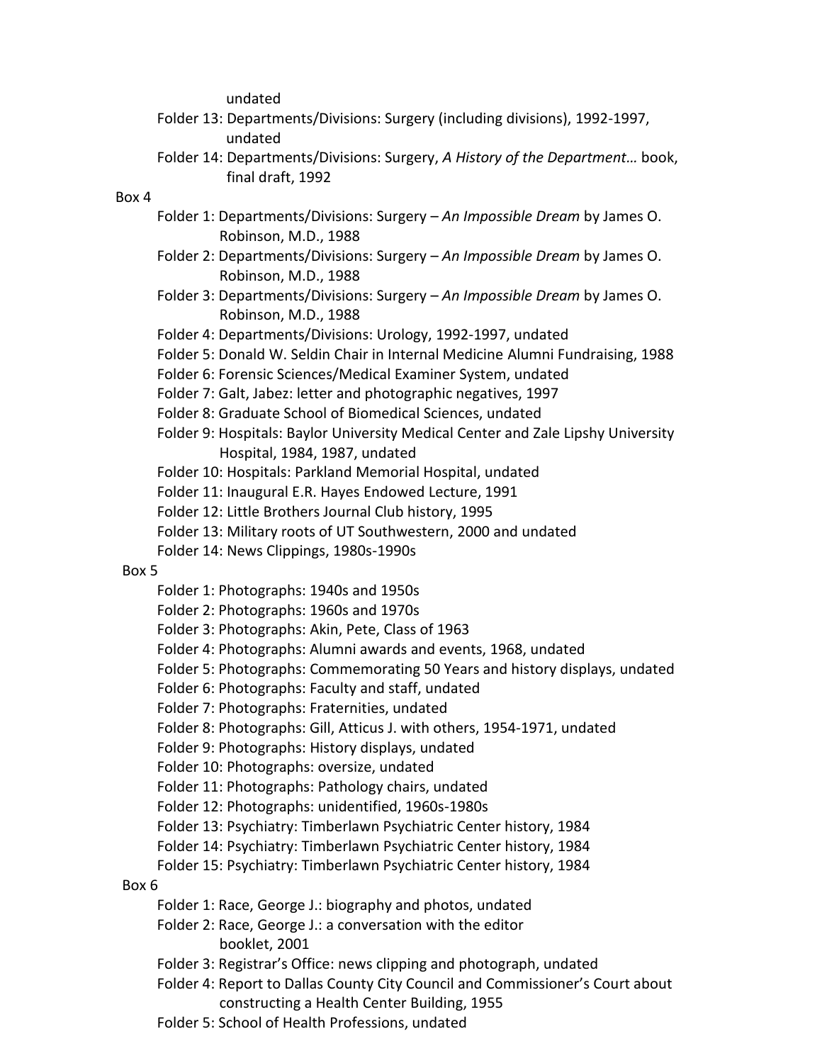undated

- Folder 13: Departments/Divisions: Surgery (including divisions), 1992-1997, undated
- Folder 14: Departments/Divisions: Surgery, *A History of the Department…* book, final draft, 1992

Box 4

- Folder 1: Departments/Divisions: Surgery – *An Impossible Dream* by James O. Robinson, M.D., 1988
- Folder 2: Departments/Divisions: Surgery – *An Impossible Dream* by James O. Robinson, M.D., 1988
- Folder 3: Departments/Divisions: Surgery – *An Impossible Dream* by James O. Robinson, M.D., 1988
- Folder 4: Departments/Divisions: Urology, 1992-1997, undated
- Folder 5: Donald W. Seldin Chair in Internal Medicine Alumni Fundraising, 1988
- Folder 6: Forensic Sciences/Medical Examiner System, undated
- Folder 7: Galt, Jabez: letter and photographic negatives, 1997
- Folder 8: Graduate School of Biomedical Sciences, undated
- Folder 9: Hospitals: Baylor University Medical Center and Zale Lipshy University Hospital, 1984, 1987, undated
- Folder 10: Hospitals: Parkland Memorial Hospital, undated
- Folder 11: Inaugural E.R. Hayes Endowed Lecture, 1991
- Folder 12: Little Brothers Journal Club history, 1995
- Folder 13: Military roots of UT Southwestern, 2000 and undated
- Folder 14: News Clippings, 1980s-1990s

Box 5

- Folder 1: Photographs: 1940s and 1950s
- Folder 2: Photographs: 1960s and 1970s
- Folder 3: Photographs: Akin, Pete, Class of 1963
- Folder 4: Photographs: Alumni awards and events, 1968, undated
- Folder 5: Photographs: Commemorating 50 Years and history displays, undated
- Folder 6: Photographs: Faculty and staff, undated
- Folder 7: Photographs: Fraternities, undated
- Folder 8: Photographs: Gill, Atticus J. with others, 1954-1971, undated
- Folder 9: Photographs: History displays, undated
- Folder 10: Photographs: oversize, undated
- Folder 11: Photographs: Pathology chairs, undated
- Folder 12: Photographs: unidentified, 1960s-1980s
- Folder 13: Psychiatry: Timberlawn Psychiatric Center history, 1984
- Folder 14: Psychiatry: Timberlawn Psychiatric Center history, 1984
- Folder 15: Psychiatry: Timberlawn Psychiatric Center history, 1984

Box 6

- Folder 1: Race, George J.: biography and photos, undated
- Folder 2: Race, George J.: a conversation with the editor booklet, 2001
- Folder 3: Registrar's Office: news clipping and photograph, undated
- Folder 4: Report to Dallas County City Council and Commissioner's Court about constructing a Health Center Building, 1955
- Folder 5: School of Health Professions, undated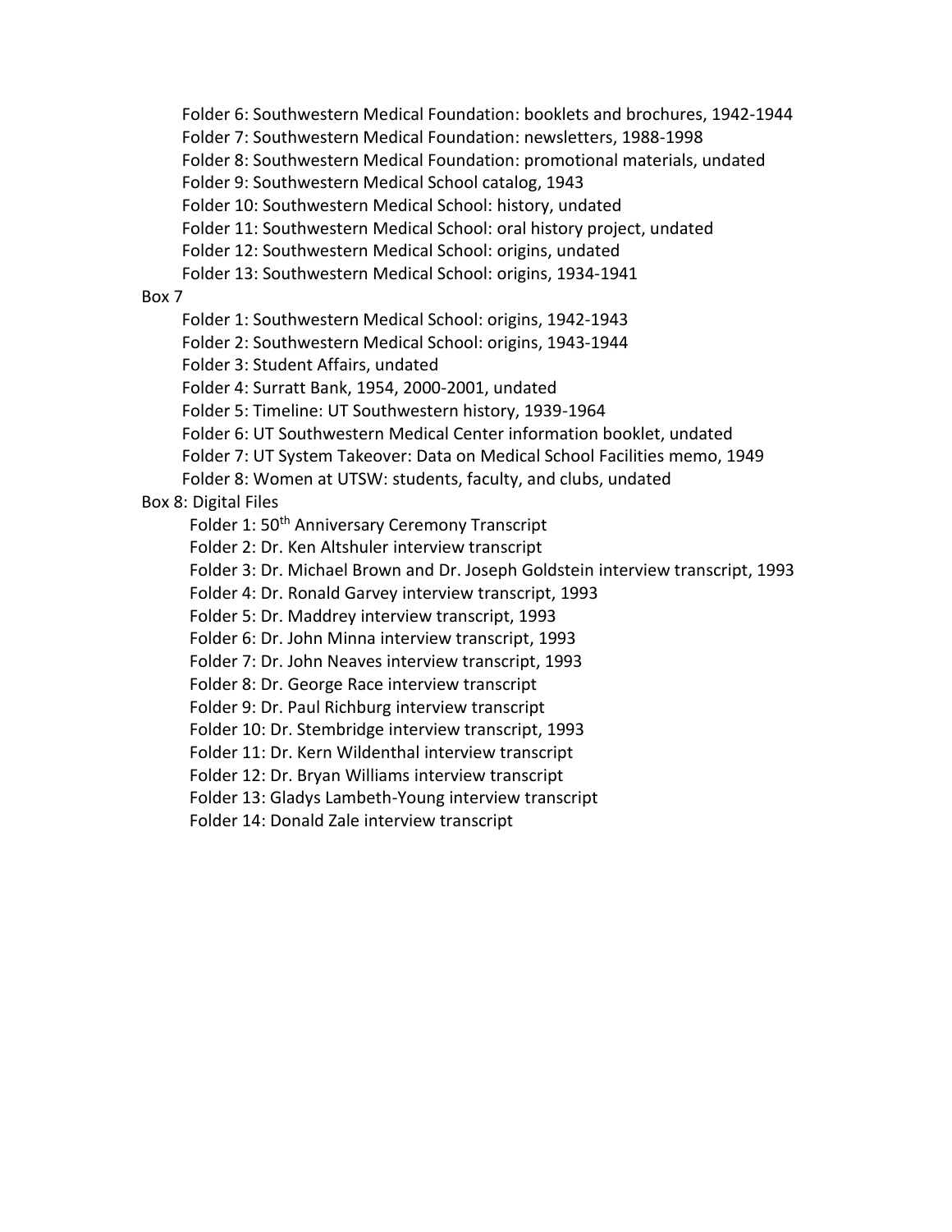Folder 6: Southwestern Medical Foundation: booklets and brochures, 1942-1944

Folder 7: Southwestern Medical Foundation: newsletters, 1988-1998

Folder 8: Southwestern Medical Foundation: promotional materials, undated

Folder 9: Southwestern Medical School catalog, 1943

Folder 10: Southwestern Medical School: history, undated

Folder 11: Southwestern Medical School: oral history project, undated

Folder 12: Southwestern Medical School: origins, undated

Folder 13: Southwestern Medical School: origins, 1934-1941

Box 7

Folder 1: Southwestern Medical School: origins, 1942-1943

Folder 2: Southwestern Medical School: origins, 1943-1944

Folder 3: Student Affairs, undated

Folder 4: Surratt Bank, 1954, 2000-2001, undated

Folder 5: Timeline: UT Southwestern history, 1939-1964

Folder 6: UT Southwestern Medical Center information booklet, undated

Folder 7: UT System Takeover: Data on Medical School Facilities memo, 1949

Folder 8: Women at UTSW: students, faculty, and clubs, undated

Box 8: Digital Files

Folder 1: 50th Anniversary Ceremony Transcript

Folder 2: Dr. Ken Altshuler interview transcript

Folder 3: Dr. Michael Brown and Dr. Joseph Goldstein interview transcript, 1993

Folder 4: Dr. Ronald Garvey interview transcript, 1993

Folder 5: Dr. Maddrey interview transcript, 1993

Folder 6: Dr. John Minna interview transcript, 1993

Folder 7: Dr. John Neaves interview transcript, 1993

Folder 8: Dr. George Race interview transcript

Folder 9: Dr. Paul Richburg interview transcript

Folder 10: Dr. Stembridge interview transcript, 1993

Folder 11: Dr. Kern Wildenthal interview transcript

Folder 12: Dr. Bryan Williams interview transcript

Folder 13: Gladys Lambeth-Young interview transcript

Folder 14: Donald Zale interview transcript